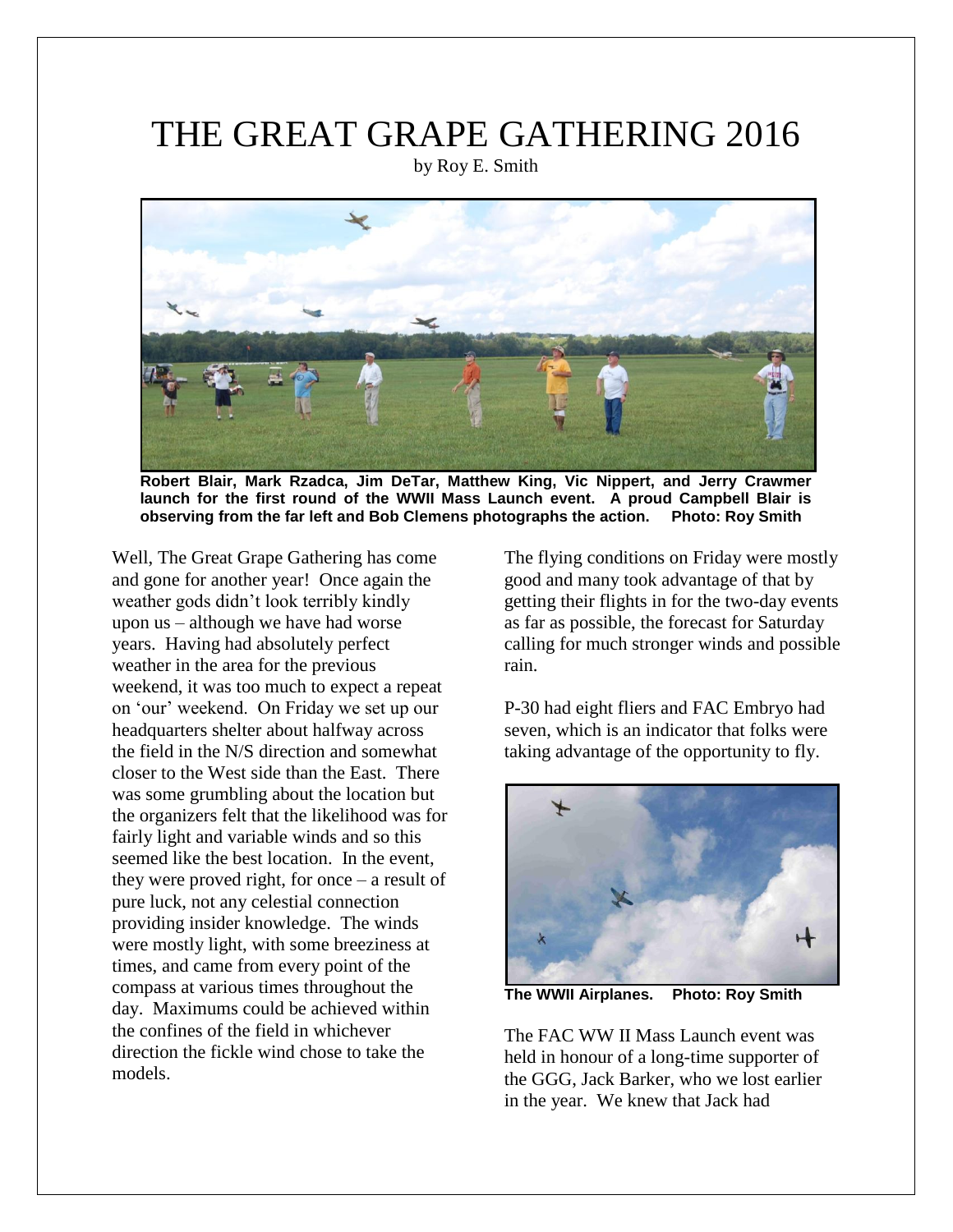# THE GREAT GRAPE GATHERING 2016

by Roy E. Smith

**Robert Blair, Mark Rzadca, Jim DeTar, Matthew King, Vic Nippert, and Jerry Crawmer launch for the first round of the WWII Mass Launch event. A proud Campbell Blair is observing from the far left and Bob Clemens photographs the action. Photo: Roy Smith**

Well, The Great Grape Gathering has come and gone for another year! Once again the weather gods didn't look terribly kindly upon us – although we have had worse years. Having had absolutely perfect weather in the area for the previous weekend, it was too much to expect a repeat on 'our' weekend. On Friday we set up our headquarters shelter about halfway across the field in the N/S direction and somewhat closer to the West side than the East. There was some grumbling about the location but the organizers felt that the likelihood was for fairly light and variable winds and so this seemed like the best location. In the event, they were proved right, for once – a result of pure luck, not any celestial connection providing insider knowledge. The winds were mostly light, with some breeziness at times, and came from every point of the compass at various times throughout the day. Maximums could be achieved within the confines of the field in whichever direction the fickle wind chose to take the models.

The flying conditions on Friday were mostly good and many took advantage of that by getting their flights in for the two-day events as far as possible, the forecast for Saturday calling for much stronger winds and possible rain.

P-30 had eight fliers and FAC Embryo had seven, which is an indicator that folks were taking advantage of the opportunity to fly.

**The WWII Airplanes. Photo: Roy Smith**

The FAC WW II Mass Launch event was held in honour of a long-time supporter of the GGG, Jack Barker, who we lost earlier in the year. We knew that Jack had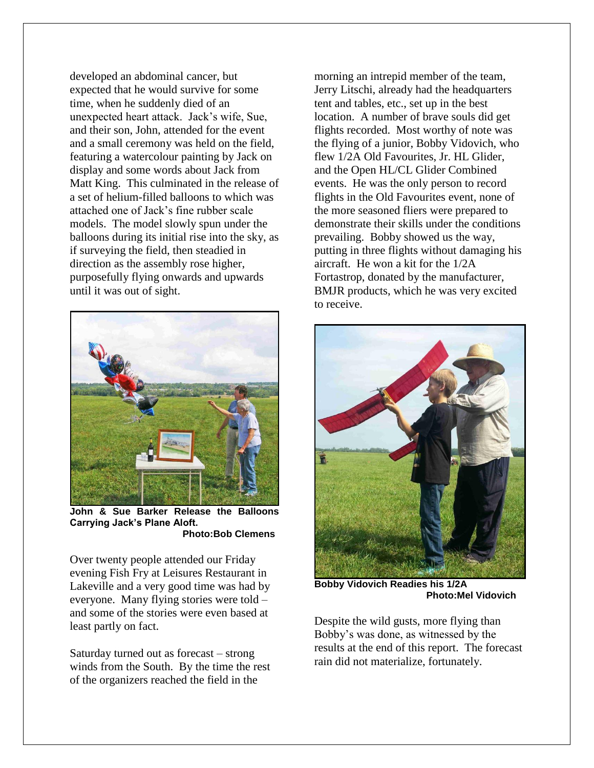developed an abdominal cancer, but expected that he would survive for some time, when he suddenly died of an unexpected heart attack. Jack's wife, Sue, and their son, John, attended for the event and a small ceremony was held on the field, featuring a watercolour painting by Jack on display and some words about Jack from Matt King. This culminated in the release of a set of helium-filled balloons to which was attached one of Jack's fine rubber scale models. The model slowly spun under the balloons during its initial rise into the sky, as if surveying the field, then steadied in direction as the assembly rose higher, purposefully flying onwards and upwards until it was out of sight.

**John & Sue Barker Release the Balloons Carrying Jack's Plane Aloft.**
**Photo:Bob Clemens**

Over twenty people attended our Friday evening Fish Fry at Leisures Restaurant in Lakeville and a very good time was had by everyone. Many flying stories were told – and some of the stories were even based at least partly on fact.

Saturday turned out as forecast – strong winds from the South. By the time the rest of the organizers reached the field in the morning an intrepid member of the team, Jerry Litschi, already had the headquarters tent and tables, etc., set up in the best location. A number of brave souls did get flights recorded. Most worthy of note was the flying of a junior, Bobby Vidovich, who flew 1/2A Old Favourites, Jr. HL Glider, and the Open HL/CL Glider Combined events. He was the only person to record flights in the Old Favourites event, none of the more seasoned fliers were prepared to demonstrate their skills under the conditions prevailing. Bobby showed us the way, putting in three flights without damaging his aircraft. He won a kit for the 1/2A Fortastrop, donated by the manufacturer, BMJR products, which he was very excited to receive.

**Bobby Vidovich Readies his 1/2A**
**Photo:Mel Vidovich**

Despite the wild gusts, more flying than Bobby's was done, as witnessed by the results at the end of this report. The forecast rain did not materialize, fortunately.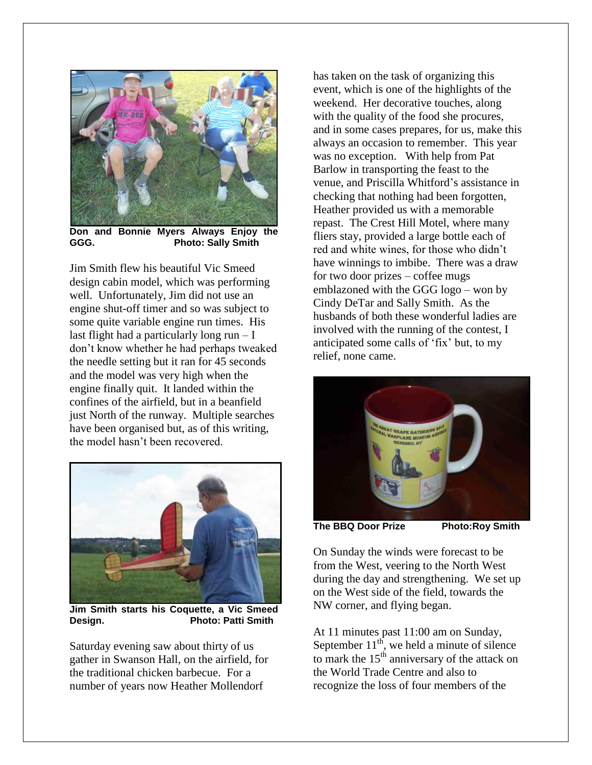Don and Bonnie Myers Always Enjoy the GGG. Photo: Sally Smith

Jim Smith flew his beautiful Vic Smeed design cabin model, which was performing well. Unfortunately, Jim did not use an engine shut-off timer and so was subject to some quite variable engine run times. His last flight had a particularly long run – I don't know whether he had perhaps tweaked the needle setting but it ran for 45 seconds and the model was very high when the engine finally quit. It landed within the confines of the airfield, but in a beanfield just North of the runway. Multiple searches have been organised but, as of this writing, the model hasn't been recovered.

**Jim Smith starts his Coquette, a Vic Smeed Design. Photo: Patti Smith**

Saturday evening saw about thirty of us gather in Swanson Hall, on the airfield, for the traditional chicken barbecue. For a number of years now Heather Mollendorf has taken on the task of organizing this event, which is one of the highlights of the weekend. Her decorative touches, along with the quality of the food she procures, and in some cases prepares, for us, make this always an occasion to remember. This year was no exception. With help from Pat Barlow in transporting the feast to the venue, and Priscilla Whitford's assistance in checking that nothing had been forgotten, Heather provided us with a memorable repast. The Crest Hill Motel, where many fliers stay, provided a large bottle each of red and white wines, for those who didn't have winnings to imbibe. There was a draw for two door prizes – coffee mugs emblazoned with the GGG logo – won by Cindy DeTar and Sally Smith. As the husbands of both these wonderful ladies are involved with the running of the contest, I anticipated some calls of 'fix' but, to my relief, none came.

**The BBQ Door Prize Photo:Roy Smith**

On Sunday the winds were forecast to be from the West, veering to the North West during the day and strengthening. We set up on the West side of the field, towards the NW corner, and flying began.

At 11 minutes past 11:00 am on Sunday, September 11th, we held a minute of silence to mark the 15th anniversary of the attack on the World Trade Centre and also to recognize the loss of four members of the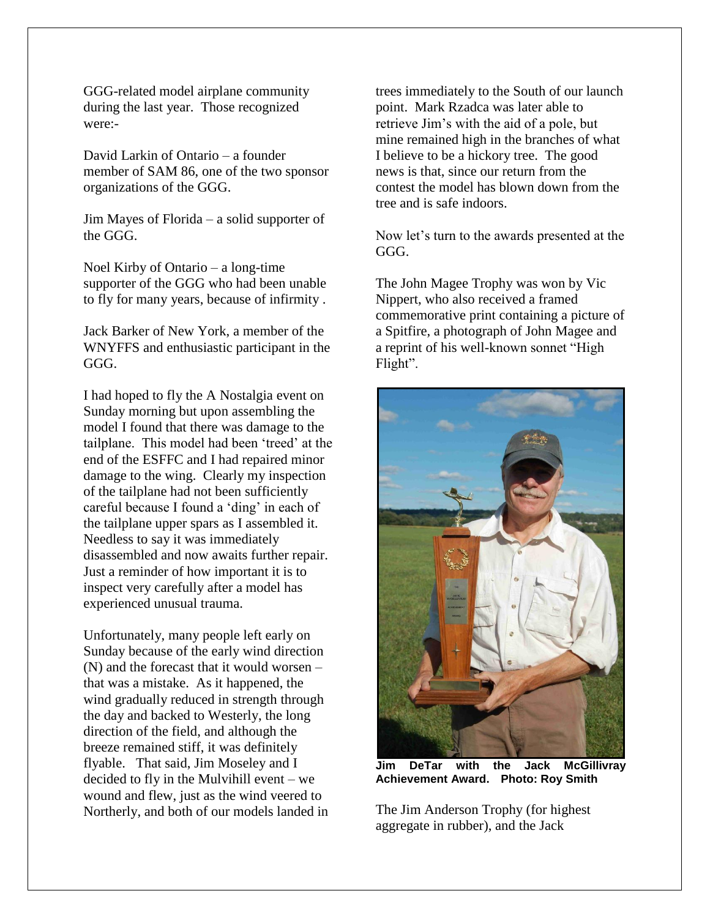GGG-related model airplane community during the last year. Those recognized were:-

David Larkin of Ontario – a founder member of SAM 86, one of the two sponsor organizations of the GGG.

Jim Mayes of Florida – a solid supporter of the GGG.

Noel Kirby of Ontario – a long-time supporter of the GGG who had been unable to fly for many years, because of infirmity .

Jack Barker of New York, a member of the WNYFFS and enthusiastic participant in the GGG.

I had hoped to fly the A Nostalgia event on Sunday morning but upon assembling the model I found that there was damage to the tailplane. This model had been 'treed' at the end of the ESFFC and I had repaired minor damage to the wing. Clearly my inspection of the tailplane had not been sufficiently careful because I found a 'ding' in each of the tailplane upper spars as I assembled it. Needless to say it was immediately disassembled and now awaits further repair. Just a reminder of how important it is to inspect very carefully after a model has experienced unusual trauma.

Unfortunately, many people left early on Sunday because of the early wind direction (N) and the forecast that it would worsen – that was a mistake. As it happened, the wind gradually reduced in strength through the day and backed to Westerly, the long direction of the field, and although the breeze remained stiff, it was definitely flyable. That said, Jim Moseley and I decided to fly in the Mulvihill event – we wound and flew, just as the wind veered to Northerly, and both of our models landed in trees immediately to the South of our launch point. Mark Rzadca was later able to retrieve Jim's with the aid of a pole, but mine remained high in the branches of what I believe to be a hickory tree. The good news is that, since our return from the contest the model has blown down from the tree and is safe indoors.

Now let's turn to the awards presented at the GGG.

The John Magee Trophy was won by Vic Nippert, who also received a framed commemorative print containing a picture of a Spitfire, a photograph of John Magee and a reprint of his well-known sonnet "High Flight".

**Jim DeTar with the Jack McGillivray Achievement Award. Photo: Roy Smith**

The Jim Anderson Trophy (for highest aggregate in rubber), and the Jack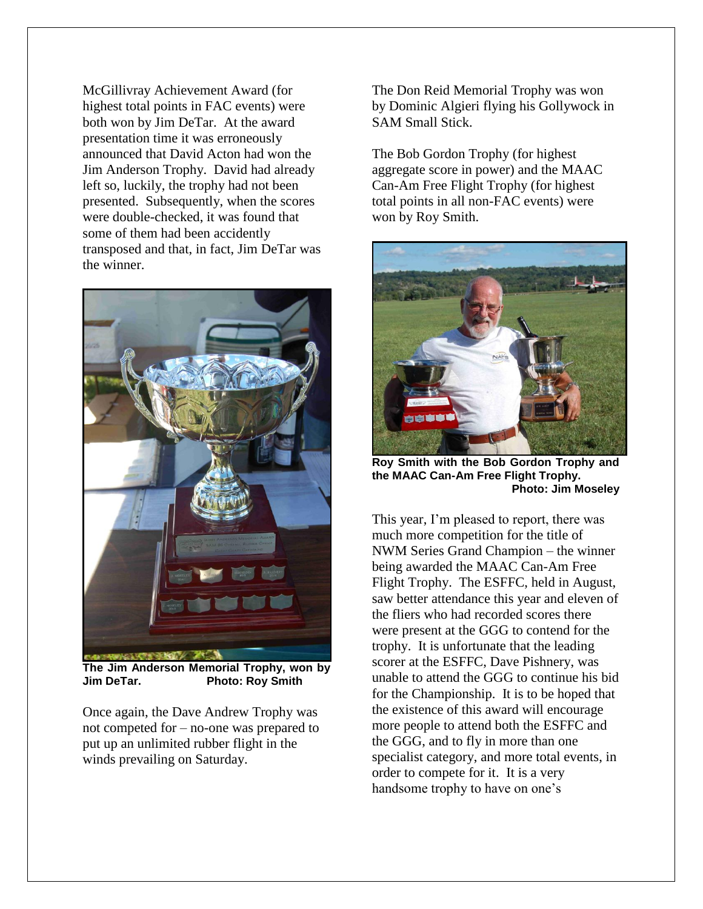McGillivray Achievement Award (for highest total points in FAC events) were both won by Jim DeTar. At the award presentation time it was erroneously announced that David Acton had won the Jim Anderson Trophy. David had already left so, luckily, the trophy had not been presented. Subsequently, when the scores were double-checked, it was found that some of them had been accidently transposed and that, in fact, Jim DeTar was the winner.

**The Jim Anderson Memorial Trophy, won by Jim DeTar. Photo: Roy Smith**

Once again, the Dave Andrew Trophy was not competed for – no-one was prepared to put up an unlimited rubber flight in the winds prevailing on Saturday.

The Don Reid Memorial Trophy was won by Dominic Algieri flying his Gollywock in SAM Small Stick.

The Bob Gordon Trophy (for highest aggregate score in power) and the MAAC Can-Am Free Flight Trophy (for highest total points in all non-FAC events) were won by Roy Smith.

**Roy Smith with the Bob Gordon Trophy and the MAAC Can-Am Free Flight Trophy. Photo: Jim Moseley**

This year, I'm pleased to report, there was much more competition for the title of NWM Series Grand Champion – the winner being awarded the MAAC Can-Am Free Flight Trophy. The ESFFC, held in August, saw better attendance this year and eleven of the fliers who had recorded scores there were present at the GGG to contend for the trophy. It is unfortunate that the leading scorer at the ESFFC, Dave Pishnery, was unable to attend the GGG to continue his bid for the Championship. It is to be hoped that the existence of this award will encourage more people to attend both the ESFFC and the GGG, and to fly in more than one specialist category, and more total events, in order to compete for it. It is a very handsome trophy to have on one's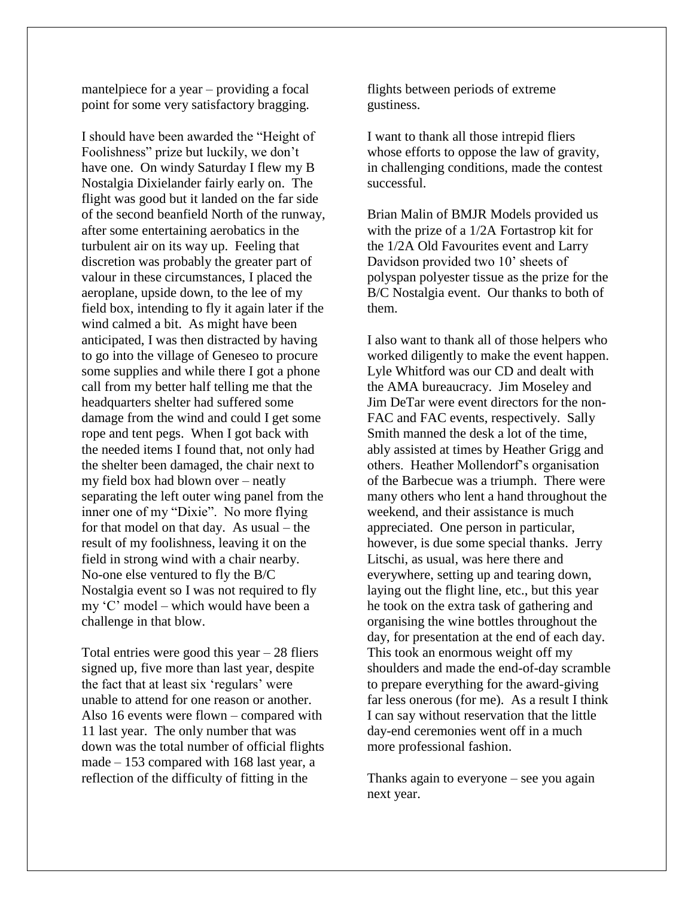mantelpiece for a year – providing a focal point for some very satisfactory bragging.

I should have been awarded the "Height of Foolishness" prize but luckily, we don't have one. On windy Saturday I flew my B Nostalgia Dixielander fairly early on. The flight was good but it landed on the far side of the second beanfield North of the runway, after some entertaining aerobatics in the turbulent air on its way up. Feeling that discretion was probably the greater part of valour in these circumstances, I placed the aeroplane, upside down, to the lee of my field box, intending to fly it again later if the wind calmed a bit. As might have been anticipated, I was then distracted by having to go into the village of Geneseo to procure some supplies and while there I got a phone call from my better half telling me that the headquarters shelter had suffered some damage from the wind and could I get some rope and tent pegs. When I got back with the needed items I found that, not only had the shelter been damaged, the chair next to my field box had blown over – neatly separating the left outer wing panel from the inner one of my "Dixie". No more flying for that model on that day. As usual – the result of my foolishness, leaving it on the field in strong wind with a chair nearby. No-one else ventured to fly the B/C Nostalgia event so I was not required to fly my 'C' model – which would have been a challenge in that blow.

Total entries were good this year – 28 fliers signed up, five more than last year, despite the fact that at least six 'regulars' were unable to attend for one reason or another. Also 16 events were flown – compared with 11 last year. The only number that was down was the total number of official flights made – 153 compared with 168 last year, a reflection of the difficulty of fitting in the flights between periods of extreme gustiness.

I want to thank all those intrepid fliers whose efforts to oppose the law of gravity, in challenging conditions, made the contest successful.

Brian Malin of BMJR Models provided us with the prize of a 1/2A Fortastrop kit for the 1/2A Old Favourites event and Larry Davidson provided two 10' sheets of polyspan polyester tissue as the prize for the B/C Nostalgia event. Our thanks to both of them.

I also want to thank all of those helpers who worked diligently to make the event happen. Lyle Whitford was our CD and dealt with the AMA bureaucracy. Jim Moseley and Jim DeTar were event directors for the non-FAC and FAC events, respectively. Sally Smith manned the desk a lot of the time, ably assisted at times by Heather Grigg and others. Heather Mollendorf's organisation of the Barbecue was a triumph. There were many others who lent a hand throughout the weekend, and their assistance is much appreciated. One person in particular, however, is due some special thanks. Jerry Litschi, as usual, was here there and everywhere, setting up and tearing down, laying out the flight line, etc., but this year he took on the extra task of gathering and organising the wine bottles throughout the day, for presentation at the end of each day. This took an enormous weight off my shoulders and made the end-of-day scramble to prepare everything for the award-giving far less onerous (for me). As a result I think I can say without reservation that the little day-end ceremonies went off in a much more professional fashion.

Thanks again to everyone – see you again next year.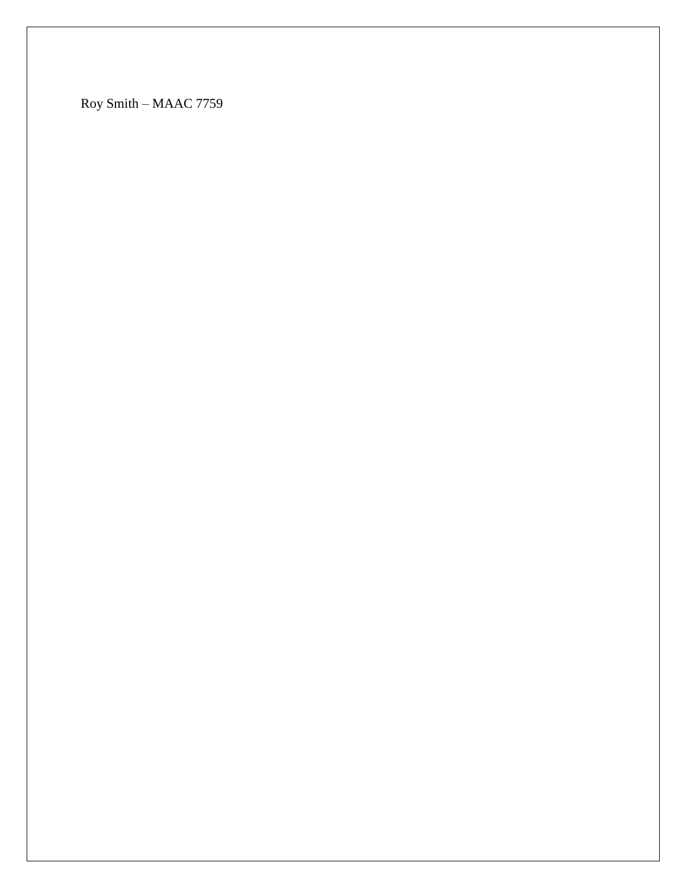Roy Smith – MAAC 7759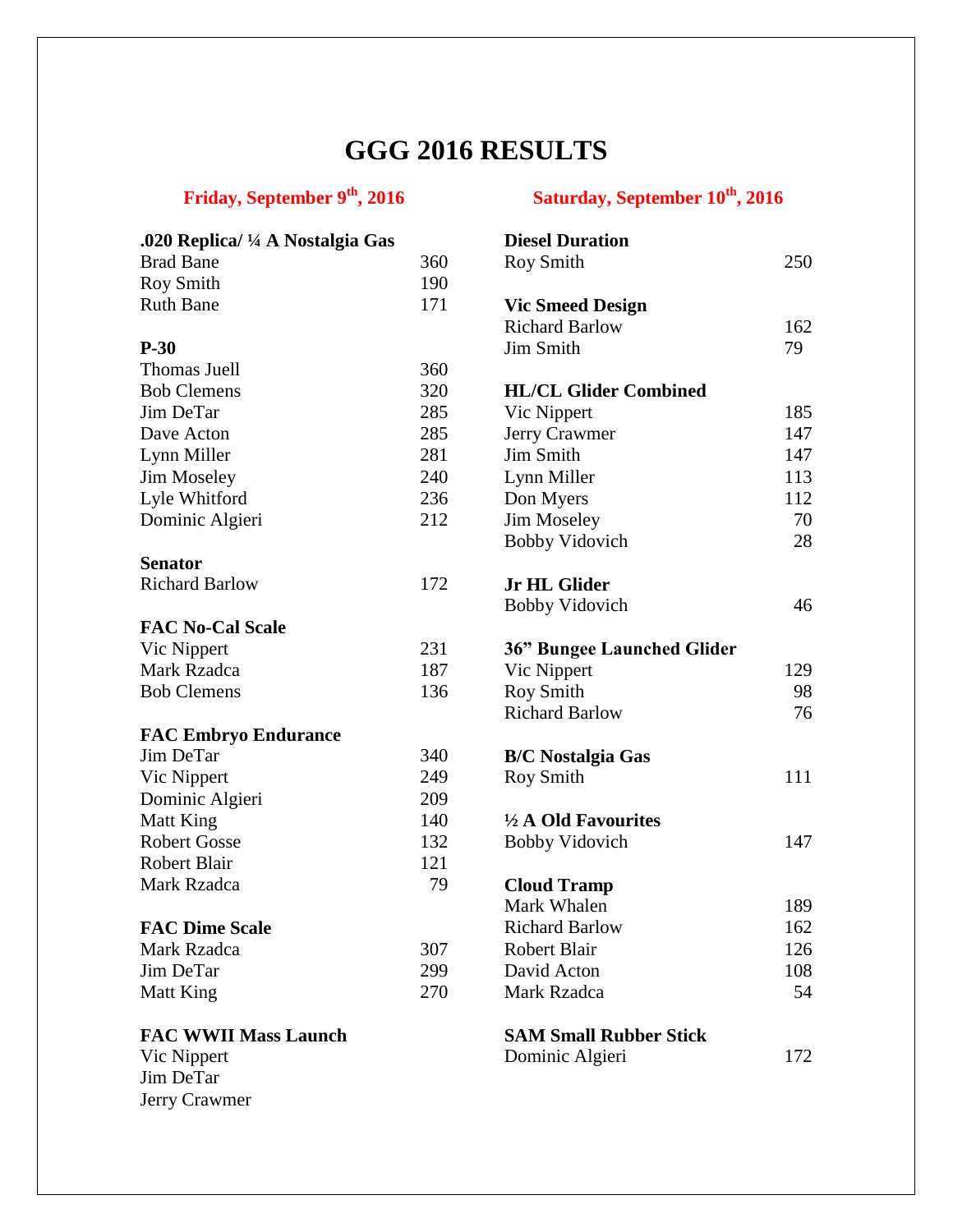# GGG 2016 RESULTS

## Friday, September 9th, 2016

**.020 Replica/ ¼ A Nostalgia Gas**

| | |
|---|---|
| Brad Bane | 360 |
| Roy Smith | 190 |
| Ruth Bane | 171 |

**P-30**

| | |
|---|---|
| Thomas Juell | 360 |
| Bob Clemens | 320 |
| Jim DeTar | 285 |
| Dave Acton | 285 |
| Lynn Miller | 281 |
| Jim Moseley | 240 |
| Lyle Whitford | 236 |
| Dominic Algieri | 212 |

**Senator**

| | |
|---|---|
| Richard Barlow | 172 |

**FAC No-Cal Scale**

| | |
|---|---|
| Vic Nippert | 231 |
| Mark Rzadca | 187 |
| Bob Clemens | 136 |

**FAC Embryo Endurance**

| | |
|---|---|
| Jim DeTar | 340 |
| Vic Nippert | 249 |
| Dominic Algieri | 209 |
| Matt King | 140 |
| Robert Gosse | 132 |
| Robert Blair | 121 |
| Mark Rzadca | 79 |

**FAC Dime Scale**

| | |
|---|---|
| Mark Rzadca | 307 |
| Jim DeTar | 299 |
| Matt King | 270 |

**FAC WWII Mass Launch**

Vic Nippert
Jim DeTar
Jerry Crawmer

## Saturday, September 10th, 2016

**Diesel Duration**

| | |
|---|---|
| Roy Smith | 250 |

**Vic Smeed Design**

| | |
|---|---|
| Richard Barlow | 162 |
| Jim Smith | 79 |

**HL/CL Glider Combined**

| | |
|---|---|
| Vic Nippert | 185 |
| Jerry Crawmer | 147 |
| Jim Smith | 147 |
| Lynn Miller | 113 |
| Don Myers | 112 |
| Jim Moseley | 70 |
| Bobby Vidovich | 28 |

**Jr HL Glider**

| | |
|---|---|
| Bobby Vidovich | 46 |

**36" Bungee Launched Glider**

| | |
|---|---|
| Vic Nippert | 129 |
| Roy Smith | 98 |
| Richard Barlow | 76 |

**B/C Nostalgia Gas**

| | |
|---|---|
| Roy Smith | 111 |

**½ A Old Favourites**

| | |
|---|---|
| Bobby Vidovich | 147 |

**Cloud Tramp**

| | |
|---|---|
| Mark Whalen | 189 |
| Richard Barlow | 162 |
| Robert Blair | 126 |
| David Acton | 108 |
| Mark Rzadca | 54 |

**SAM Small Rubber Stick**

| | |
|---|---|
| Dominic Algieri | 172 |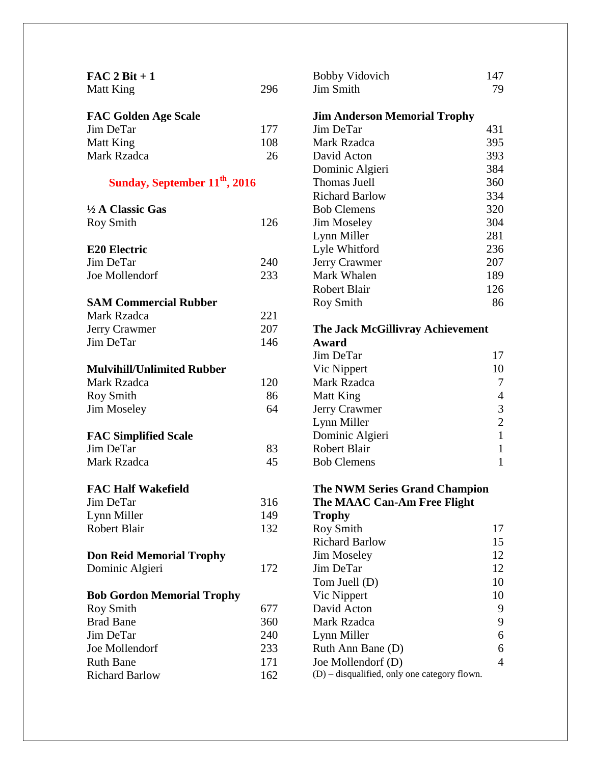**FAC 2 Bit + 1**

| | |
|---|---|
| Matt King | 296 |

**FAC Golden Age Scale**

| | |
|---|---|
| Jim DeTar | 177 |
| Matt King | 108 |
| Mark Rzadca | 26 |

## Sunday, September 11th, 2016

**½ A Classic Gas**

| | |
|---|---|
| Roy Smith | 126 |

**E20 Electric**

| | |
|---|---|
| Jim DeTar | 240 |
| Joe Mollendorf | 233 |

**SAM Commercial Rubber**

| | |
|---|---|
| Mark Rzadca | 221 |
| Jerry Crawmer | 207 |
| Jim DeTar | 146 |

**Mulvihill/Unlimited Rubber**

| | |
|---|---|
| Mark Rzadca | 120 |
| Roy Smith | 86 |
| Jim Moseley | 64 |

**FAC Simplified Scale**

| | |
|---|---|
| Jim DeTar | 83 |
| Mark Rzadca | 45 |

**FAC Half Wakefield**

| | |
|---|---|
| Jim DeTar | 316 |
| Lynn Miller | 149 |
| Robert Blair | 132 |

**Don Reid Memorial Trophy**

| | |
|---|---|
| Dominic Algieri | 172 |

**Bob Gordon Memorial Trophy**

| | |
|---|---|
| Roy Smith | 677 |
| Brad Bane | 360 |
| Jim DeTar | 240 |
| Joe Mollendorf | 233 |
| Ruth Bane | 171 |
| Richard Barlow | 162 |
| Bobby Vidovich | 147 |
| Jim Smith | 79 |

**Jim Anderson Memorial Trophy**

| | |
|---|---|
| Jim DeTar | 431 |
| Mark Rzadca | 395 |
| David Acton | 393 |
| Dominic Algieri | 384 |
| Thomas Juell | 360 |
| Richard Barlow | 334 |
| Bob Clemens | 320 |
| Jim Moseley | 304 |
| Lynn Miller | 281 |
| Lyle Whitford | 236 |
| Jerry Crawmer | 207 |
| Mark Whalen | 189 |
| Robert Blair | 126 |
| Roy Smith | 86 |

**The Jack McGillivray Achievement Award**

| | |
|---|---|
| Jim DeTar | 17 |
| Vic Nippert | 10 |
| Mark Rzadca | 7 |
| Matt King | 4 |
| Jerry Crawmer | 3 |
| Lynn Miller | 2 |
| Dominic Algieri | 1 |
| Robert Blair | 1 |
| Bob Clemens | 1 |

**The NWM Series Grand Champion**
**The MAAC Can-Am Free Flight Trophy**

| | |
|---|---|
| Roy Smith | 17 |
| Richard Barlow | 15 |
| Jim Moseley | 12 |
| Jim DeTar | 12 |
| Tom Juell (D) | 10 |
| Vic Nippert | 10 |
| David Acton | 9 |
| Mark Rzadca | 9 |
| Lynn Miller | 6 |
| Ruth Ann Bane (D) | 6 |
| Joe Mollendorf (D) | 4 |

(D) – disqualified, only one category flown.